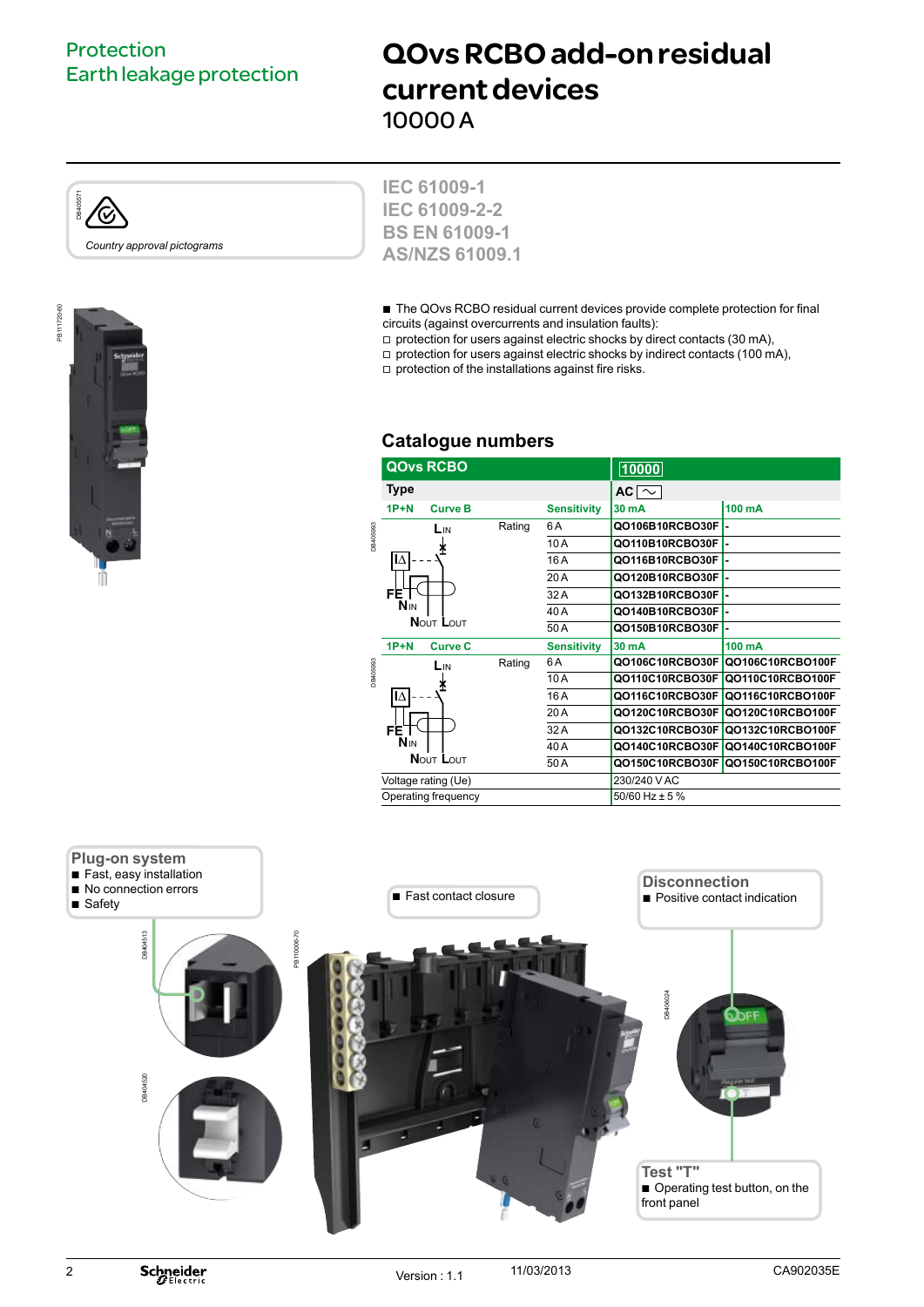Protection
Earth leakage protection

# QOvs RCBO add-on residual current devices

10000 A

Country approval pictograms

**IEC 61009-1**
**IEC 61009-2-2**
**BS EN 61009-1**
**AS/NZS 61009.1**

- The QOvs RCBO residual current devices provide complete protection for final circuits (against overcurrents and insulation faults):
  - protection for users against electric shocks by direct contacts (30 mA),
  - protection for users against electric shocks by indirect contacts (100 mA),
  - protection of the installations against fire risks.

## Catalogue numbers

| QOvs RCBO | | | | 10000 | |
|---|---|---|---|---|---|
| Type | | | | AC | |
| 1P+N | Curve B | | Sensitivity | 30 mA | 100 mA |
| | | Rating | 6 A | QO106B10RCBO30F | - |
| | | | 10 A | QO110B10RCBO30F | - |
| | | | 16 A | QO116B10RCBO30F | - |
| | | | 20 A | QO120B10RCBO30F | - |
| | | | 32 A | QO132B10RCBO30F | - |
| | | | 40 A | QO140B10RCBO30F | - |
| | | | 50 A | QO150B10RCBO30F | - |
| 1P+N | Curve C | | Sensitivity | 30 mA | 100 mA |
| | | Rating | 6 A | QO106C10RCBO30F | QO106C10RCBO100F |
| | | | 10 A | QO110C10RCBO30F | QO110C10RCBO100F |
| | | | 16 A | QO116C10RCBO30F | QO116C10RCBO100F |
| | | | 20 A | QO120C10RCBO30F | QO120C10RCBO100F |
| | | | 32 A | QO132C10RCBO30F | QO132C10RCBO100F |
| | | | 40 A | QO140C10RCBO30F | QO140C10RCBO100F |
| | | | 50 A | QO150C10RCBO30F | QO150C10RCBO100F |
| Voltage rating (Ue) | | | | 230/240 V AC | |
| Operating frequency | | | | 50/60 Hz ± 5 % | |

**Plug-on system**
- Fast, easy installation
- No connection errors
- Safety

- Fast contact closure

**Disconnection**
- Positive contact indication

**Test "T"**
- Operating test button, on the front panel

Version : 1.1 11/03/2013 CA902035E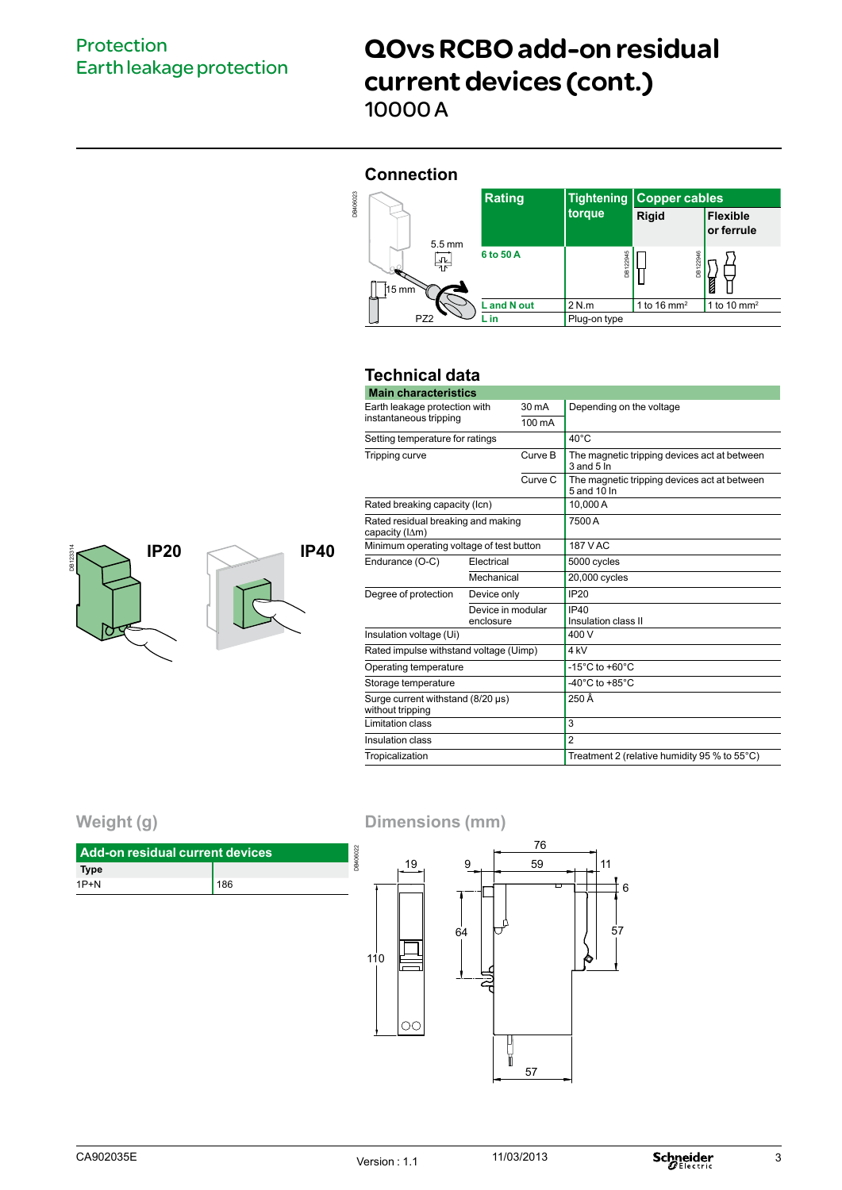Protection
Earth leakage protection

# QOvs RCBO add-on residual current devices (cont.)

10000 A

## Connection

5.5 mm

15 mm

PZ2

| Rating | Tightening torque | Copper cables | |
|---|---|---|---|
| | | Rigid | Flexible or ferrule |
| 6 to 50 A | | | |
| L and N out | 2 N.m | 1 to 16 mm² | 1 to 10 mm² |
| L in | Plug-on type | | |

## Technical data

| Main characteristics | | | |
|---|---|---|---|
| Earth leakage protection with instantaneous tripping | | 30 mA | Depending on the voltage |
| | | 100 mA | |
| Setting temperature for ratings | | | 40°C |
| Tripping curve | | Curve B | The magnetic tripping devices act at between 3 and 5 In |
| | | Curve C | The magnetic tripping devices act at between 5 and 10 In |
| Rated breaking capacity (Icn) | | | 10,000 A |
| Rated residual breaking and making capacity (IΔm) | | | 7500 A |
| Minimum operating voltage of test button | | | 187 V AC |
| Endurance (O-C) | Electrical | | 5000 cycles |
| | Mechanical | | 20,000 cycles |
| Degree of protection | Device only | | IP20 |
| | Device in modular enclosure | | IP40 Insulation class II |
| Insulation voltage (Ui) | | | 400 V |
| Rated impulse withstand voltage (Uimp) | | | 4 kV |
| Operating temperature | | | -15°C to +60°C |
| Storage temperature | | | -40°C to +85°C |
| Surge current withstand (8/20 µs) without tripping | | | 250 Å |
| Limitation class | | | 3 |
| Insulation class | | | 2 |
| Tropicalization | | | Treatment 2 (relative humidity 95 % to 55°C) |

IP20 IP40

## Weight (g)

| Add-on residual current devices | |
|---|---|
| Type | |
| 1P+N | 186 |

## Dimensions (mm)

76, 59, 19, 9, 11, 6, 64, 57, 110, 57

CA902035E Version : 1.1 11/03/2013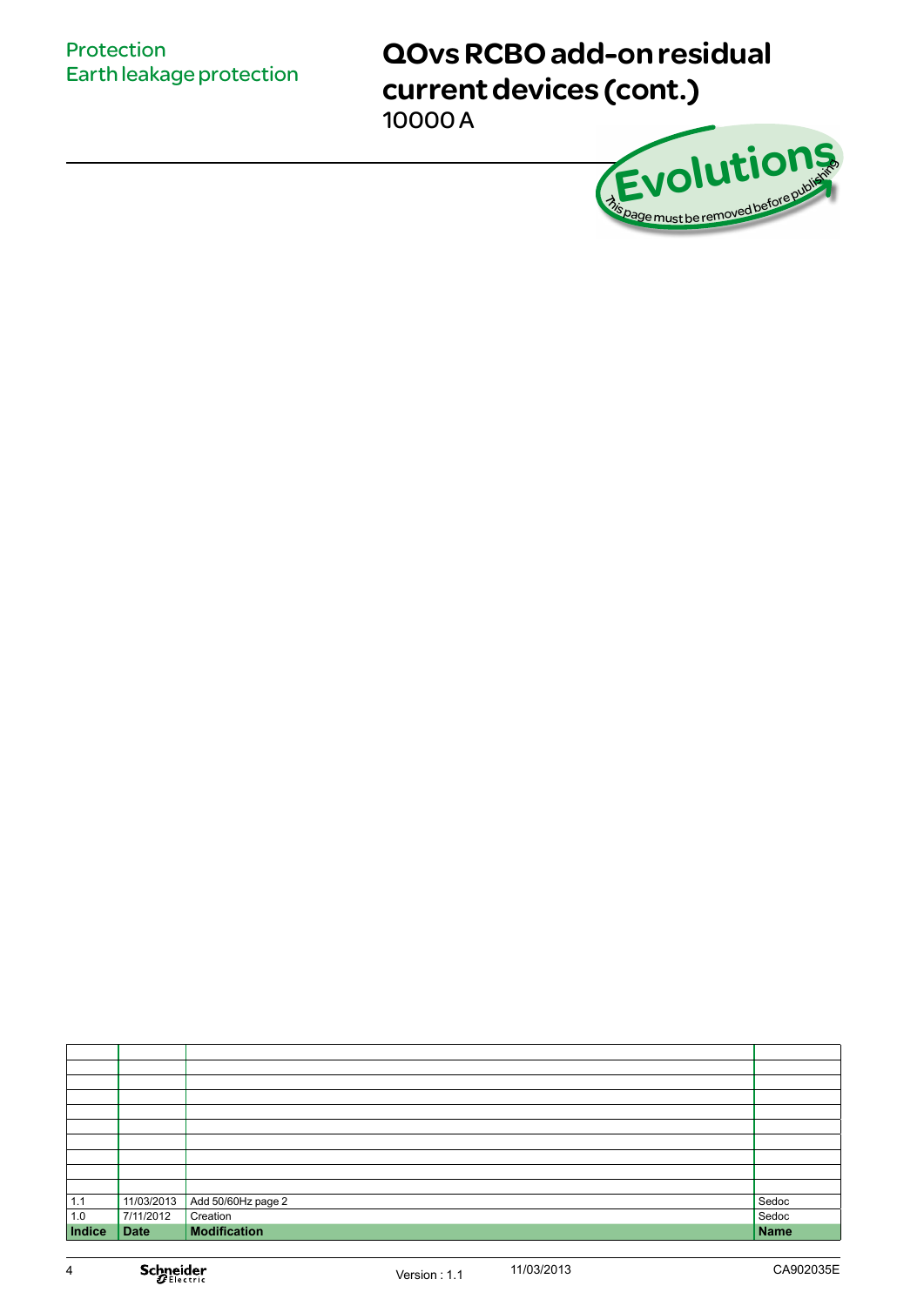Protection
Earth leakage protection

# QOvs RCBO add-on residual current devices (cont.)

10000 A

Evolutions
This page must be removed before publishing

| Indice | Date | Modification | Name |
|---|---|---|---|
| | | | |
| | | | |
| | | | |
| | | | |
| | | | |
| | | | |
| | | | |
| | | | |
| | | | |
| | | | |
| 1.1 | 11/03/2013 | Add 50/60Hz page 2 | Sedoc |
| 1.0 | 7/11/2012 | Creation | Sedoc |

Version : 1.1 11/03/2013 CA902035E